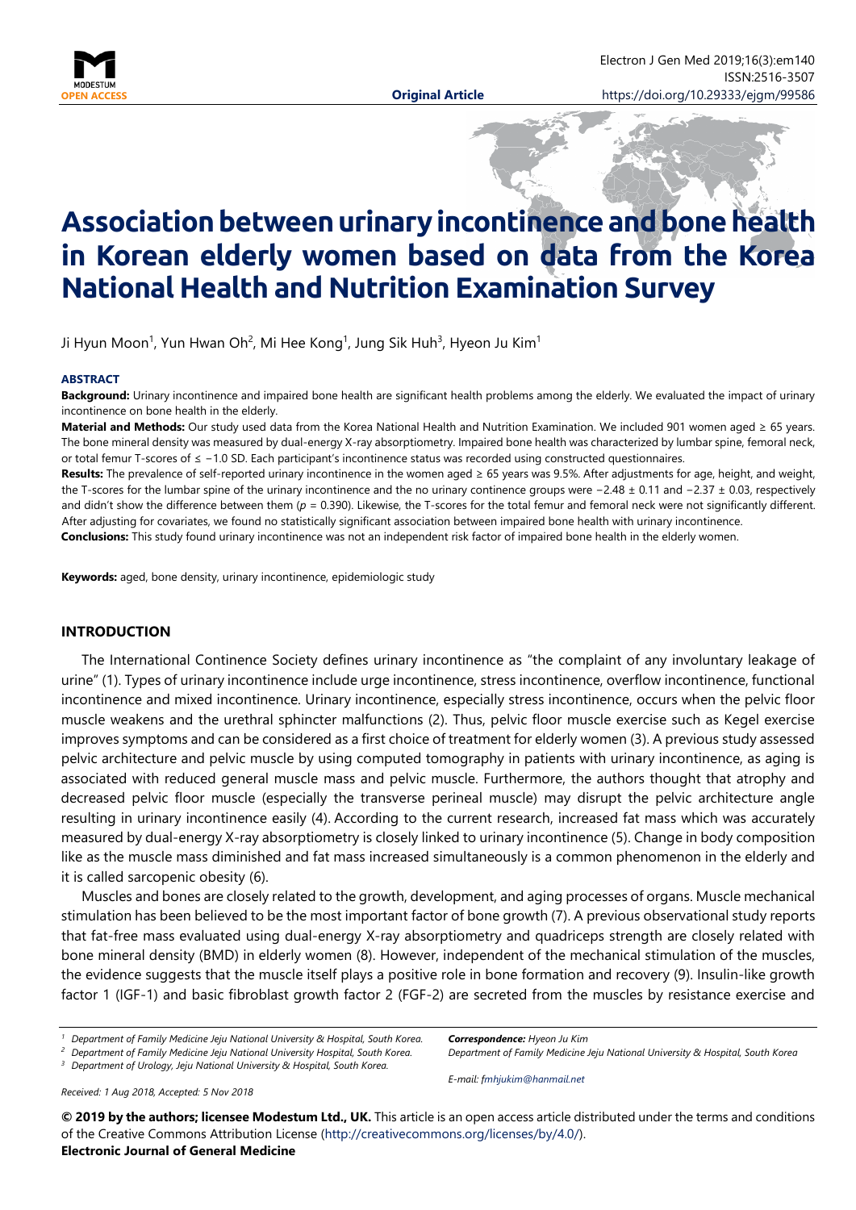# Association between urinary incontinence and bone health in Korean elderly women based on data from the Korea National Health and Nutrition Examination Survey

Ji Hyun Moon[1], Yun Hwan Oh[2], Mi Hee Kong[1], Jung Sik Huh[3], Hyeon Ju Kim[1]

**ABSTRACT**

**Background:** Urinary incontinence and impaired bone health are significant health problems among the elderly. We evaluated the impact of urinary incontinence on bone health in the elderly.

**Material and Methods:** Our study used data from the Korea National Health and Nutrition Examination. We included 901 women aged ≥ 65 years. The bone mineral density was measured by dual-energy X-ray absorptiometry. Impaired bone health was characterized by lumbar spine, femoral neck, or total femur T-scores of ≤ −1.0 SD. Each participant's incontinence status was recorded using constructed questionnaires.

**Results:** The prevalence of self-reported urinary incontinence in the women aged ≥ 65 years was 9.5%. After adjustments for age, height, and weight, the T-scores for the lumbar spine of the urinary incontinence and the no urinary continence groups were −2.48 ± 0.11 and −2.37 ± 0.03, respectively and didn't show the difference between them ($p$ = 0.390). Likewise, the T-scores for the total femur and femoral neck were not significantly different. After adjusting for covariates, we found no statistically significant association between impaired bone health with urinary incontinence.

**Conclusions:** This study found urinary incontinence was not an independent risk factor of impaired bone health in the elderly women.

**Keywords:** aged, bone density, urinary incontinence, epidemiologic study

## INTRODUCTION

The International Continence Society defines urinary incontinence as "the complaint of any involuntary leakage of urine" (1). Types of urinary incontinence include urge incontinence, stress incontinence, overflow incontinence, functional incontinence and mixed incontinence. Urinary incontinence, especially stress incontinence, occurs when the pelvic floor muscle weakens and the urethral sphincter malfunctions (2). Thus, pelvic floor muscle exercise such as Kegel exercise improves symptoms and can be considered as a first choice of treatment for elderly women (3). A previous study assessed pelvic architecture and pelvic muscle by using computed tomography in patients with urinary incontinence, as aging is associated with reduced general muscle mass and pelvic muscle. Furthermore, the authors thought that atrophy and decreased pelvic floor muscle (especially the transverse perineal muscle) may disrupt the pelvic architecture angle resulting in urinary incontinence easily (4). According to the current research, increased fat mass which was accurately measured by dual-energy X-ray absorptiometry is closely linked to urinary incontinence (5). Change in body composition like as the muscle mass diminished and fat mass increased simultaneously is a common phenomenon in the elderly and it is called sarcopenic obesity (6).

Muscles and bones are closely related to the growth, development, and aging processes of organs. Muscle mechanical stimulation has been believed to be the most important factor of bone growth (7). A previous observational study reports that fat-free mass evaluated using dual-energy X-ray absorptiometry and quadriceps strength are closely related with bone mineral density (BMD) in elderly women (8). However, independent of the mechanical stimulation of the muscles, the evidence suggests that the muscle itself plays a positive role in bone formation and recovery (9). Insulin-like growth factor 1 (IGF-1) and basic fibroblast growth factor 2 (FGF-2) are secreted from the muscles by resistance exercise and

[1] Department of Family Medicine Jeju National University & Hospital, South Korea.
[2] Department of Family Medicine Jeju National University Hospital, South Korea.
[3] Department of Urology, Jeju National University & Hospital, South Korea.

Received: 1 Aug 2018, Accepted: 5 Nov 2018

*Correspondence: Hyeon Ju Kim*
*Department of Family Medicine Jeju National University & Hospital, South Korea*

*E-mail: fmhjukim@hanmail.net*

**© 2019 by the authors; licensee Modestum Ltd., UK.** This article is an open access article distributed under the terms and conditions of the Creative Commons Attribution License (http://creativecommons.org/licenses/by/4.0/).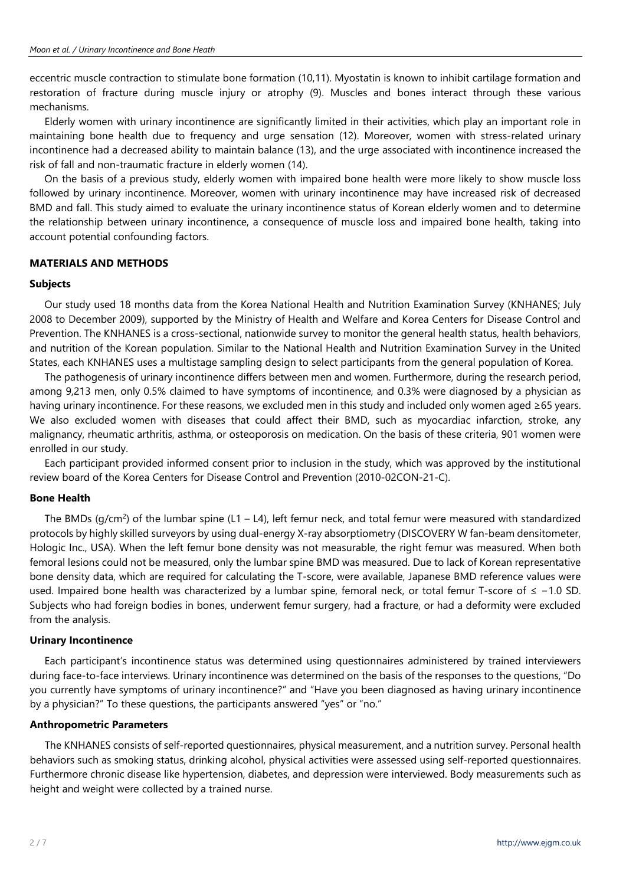eccentric muscle contraction to stimulate bone formation (10,11). Myostatin is known to inhibit cartilage formation and restoration of fracture during muscle injury or atrophy (9). Muscles and bones interact through these various mechanisms.

Elderly women with urinary incontinence are significantly limited in their activities, which play an important role in maintaining bone health due to frequency and urge sensation (12). Moreover, women with stress-related urinary incontinence had a decreased ability to maintain balance (13), and the urge associated with incontinence increased the risk of fall and non-traumatic fracture in elderly women (14).

On the basis of a previous study, elderly women with impaired bone health were more likely to show muscle loss followed by urinary incontinence. Moreover, women with urinary incontinence may have increased risk of decreased BMD and fall. This study aimed to evaluate the urinary incontinence status of Korean elderly women and to determine the relationship between urinary incontinence, a consequence of muscle loss and impaired bone health, taking into account potential confounding factors.

## MATERIALS AND METHODS

### Subjects

Our study used 18 months data from the Korea National Health and Nutrition Examination Survey (KNHANES; July 2008 to December 2009), supported by the Ministry of Health and Welfare and Korea Centers for Disease Control and Prevention. The KNHANES is a cross-sectional, nationwide survey to monitor the general health status, health behaviors, and nutrition of the Korean population. Similar to the National Health and Nutrition Examination Survey in the United States, each KNHANES uses a multistage sampling design to select participants from the general population of Korea.

The pathogenesis of urinary incontinence differs between men and women. Furthermore, during the research period, among 9,213 men, only 0.5% claimed to have symptoms of incontinence, and 0.3% were diagnosed by a physician as having urinary incontinence. For these reasons, we excluded men in this study and included only women aged ≥65 years. We also excluded women with diseases that could affect their BMD, such as myocardiac infarction, stroke, any malignancy, rheumatic arthritis, asthma, or osteoporosis on medication. On the basis of these criteria, 901 women were enrolled in our study.

Each participant provided informed consent prior to inclusion in the study, which was approved by the institutional review board of the Korea Centers for Disease Control and Prevention (2010-02CON-21-C).

### Bone Health

The BMDs (g/cm$^2$) of the lumbar spine (L1 – L4), left femur neck, and total femur were measured with standardized protocols by highly skilled surveyors by using dual-energy X-ray absorptiometry (DISCOVERY W fan-beam densitometer, Hologic Inc., USA). When the left femur bone density was not measurable, the right femur was measured. When both femoral lesions could not be measured, only the lumbar spine BMD was measured. Due to lack of Korean representative bone density data, which are required for calculating the T-score, were available, Japanese BMD reference values were used. Impaired bone health was characterized by a lumbar spine, femoral neck, or total femur T-score of ≤ −1.0 SD. Subjects who had foreign bodies in bones, underwent femur surgery, had a fracture, or had a deformity were excluded from the analysis.

### Urinary Incontinence

Each participant's incontinence status was determined using questionnaires administered by trained interviewers during face-to-face interviews. Urinary incontinence was determined on the basis of the responses to the questions, "Do you currently have symptoms of urinary incontinence?" and "Have you been diagnosed as having urinary incontinence by a physician?" To these questions, the participants answered "yes" or "no."

### Anthropometric Parameters

The KNHANES consists of self-reported questionnaires, physical measurement, and a nutrition survey. Personal health behaviors such as smoking status, drinking alcohol, physical activities were assessed using self-reported questionnaires. Furthermore chronic disease like hypertension, diabetes, and depression were interviewed. Body measurements such as height and weight were collected by a trained nurse.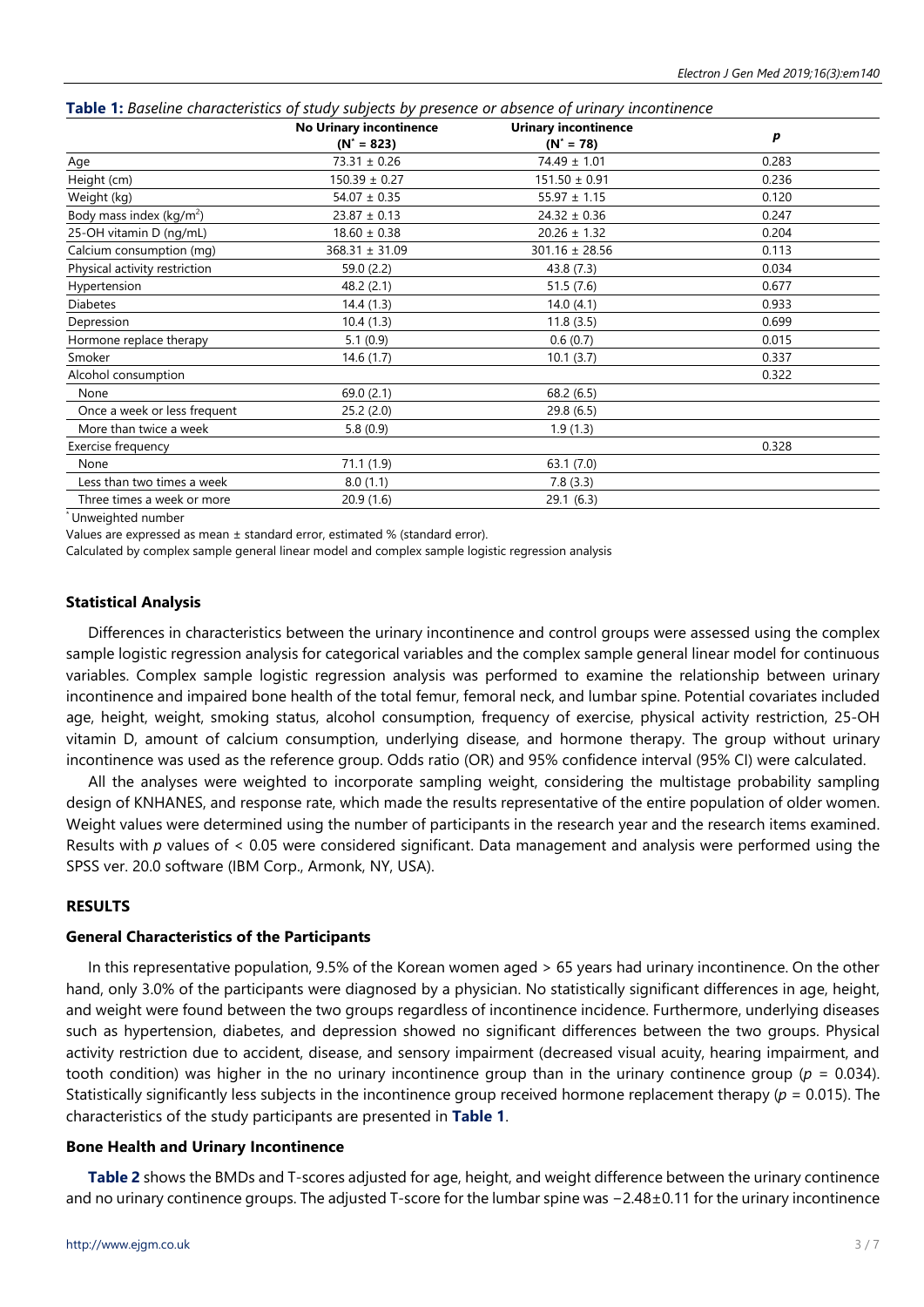**Table 1:** *Baseline characteristics of study subjects by presence or absence of urinary incontinence*

| | No Urinary incontinence (N* = 823) | Urinary incontinence (N* = 78) | *p* |
|---|---|---|---|
| Age | 73.31 ± 0.26 | 74.49 ± 1.01 | 0.283 |
| Height (cm) | 150.39 ± 0.27 | 151.50 ± 0.91 | 0.236 |
| Weight (kg) | 54.07 ± 0.35 | 55.97 ± 1.15 | 0.120 |
| Body mass index (kg/m$^2$) | 23.87 ± 0.13 | 24.32 ± 0.36 | 0.247 |
| 25-OH vitamin D (ng/mL) | 18.60 ± 0.38 | 20.26 ± 1.32 | 0.204 |
| Calcium consumption (mg) | 368.31 ± 31.09 | 301.16 ± 28.56 | 0.113 |
| Physical activity restriction | 59.0 (2.2) | 43.8 (7.3) | 0.034 |
| Hypertension | 48.2 (2.1) | 51.5 (7.6) | 0.677 |
| Diabetes | 14.4 (1.3) | 14.0 (4.1) | 0.933 |
| Depression | 10.4 (1.3) | 11.8 (3.5) | 0.699 |
| Hormone replace therapy | 5.1 (0.9) | 0.6 (0.7) | 0.015 |
| Smoker | 14.6 (1.7) | 10.1 (3.7) | 0.337 |
| Alcohol consumption | | | 0.322 |
| None | 69.0 (2.1) | 68.2 (6.5) | |
| Once a week or less frequent | 25.2 (2.0) | 29.8 (6.5) | |
| More than twice a week | 5.8 (0.9) | 1.9 (1.3) | |
| Exercise frequency | | | 0.328 |
| None | 71.1 (1.9) | 63.1 (7.0) | |
| Less than two times a week | 8.0 (1.1) | 7.8 (3.3) | |
| Three times a week or more | 20.9 (1.6) | 29.1 (6.3) | |

* Unweighted number

Values are expressed as mean ± standard error, estimated % (standard error).

Calculated by complex sample general linear model and complex sample logistic regression analysis

### Statistical Analysis

Differences in characteristics between the urinary incontinence and control groups were assessed using the complex sample logistic regression analysis for categorical variables and the complex sample general linear model for continuous variables. Complex sample logistic regression analysis was performed to examine the relationship between urinary incontinence and impaired bone health of the total femur, femoral neck, and lumbar spine. Potential covariates included age, height, weight, smoking status, alcohol consumption, frequency of exercise, physical activity restriction, 25-OH vitamin D, amount of calcium consumption, underlying disease, and hormone therapy. The group without urinary incontinence was used as the reference group. Odds ratio (OR) and 95% confidence interval (95% CI) were calculated.

All the analyses were weighted to incorporate sampling weight, considering the multistage probability sampling design of KNHANES, and response rate, which made the results representative of the entire population of older women. Weight values were determined using the number of participants in the research year and the research items examined. Results with *p* values of < 0.05 were considered significant. Data management and analysis were performed using the SPSS ver. 20.0 software (IBM Corp., Armonk, NY, USA).

## RESULTS

### General Characteristics of the Participants

In this representative population, 9.5% of the Korean women aged > 65 years had urinary incontinence. On the other hand, only 3.0% of the participants were diagnosed by a physician. No statistically significant differences in age, height, and weight were found between the two groups regardless of incontinence incidence. Furthermore, underlying diseases such as hypertension, diabetes, and depression showed no significant differences between the two groups. Physical activity restriction due to accident, disease, and sensory impairment (decreased visual acuity, hearing impairment, and tooth condition) was higher in the no urinary incontinence group than in the urinary continence group ($p$ = 0.034). Statistically significantly less subjects in the incontinence group received hormone replacement therapy ($p$ = 0.015). The characteristics of the study participants are presented in **Table 1**.

### Bone Health and Urinary Incontinence

**Table 2** shows the BMDs and T-scores adjusted for age, height, and weight difference between the urinary continence and no urinary continence groups. The adjusted T-score for the lumbar spine was −2.48±0.11 for the urinary incontinence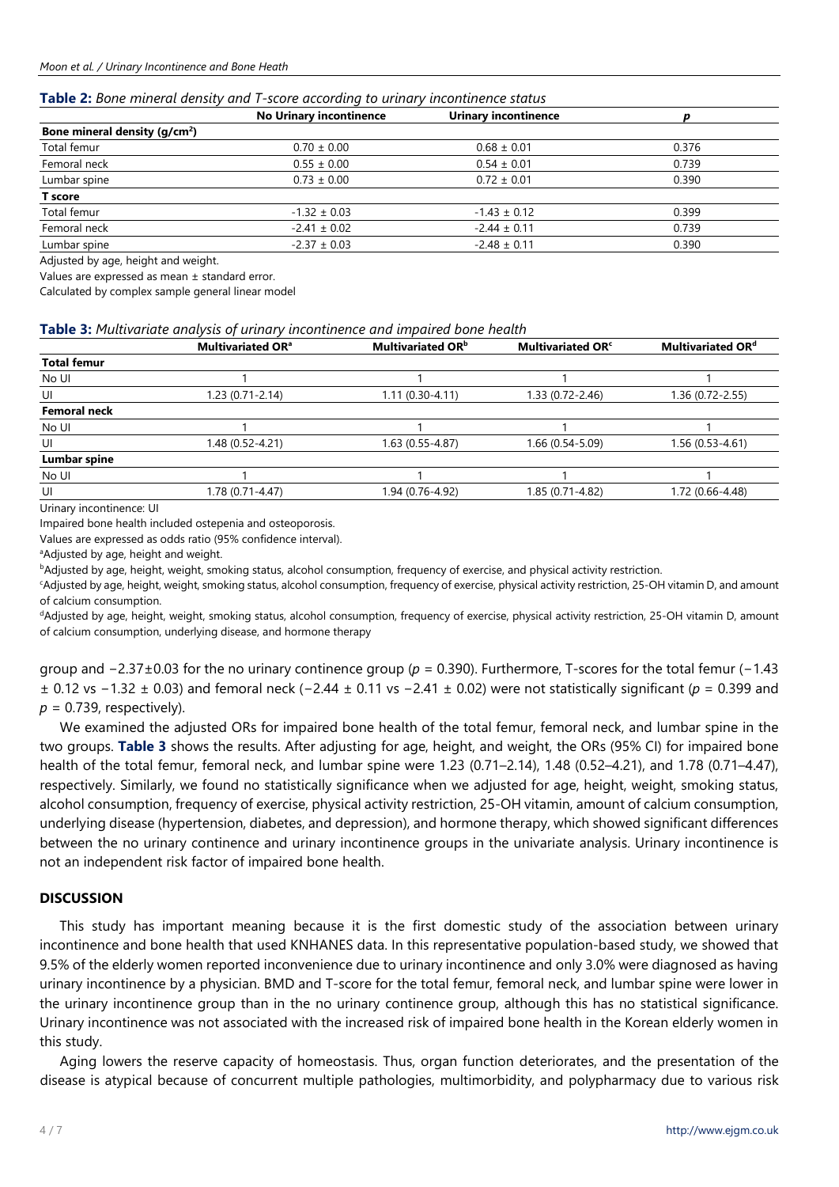**Table 2:** *Bone mineral density and T-score according to urinary incontinence status*

| | No Urinary incontinence | Urinary incontinence | *p* |
|---|---|---|---|
| **Bone mineral density (g/cm$^2$)** | | | |
| Total femur | 0.70 ± 0.00 | 0.68 ± 0.01 | 0.376 |
| Femoral neck | 0.55 ± 0.00 | 0.54 ± 0.01 | 0.739 |
| Lumbar spine | 0.73 ± 0.00 | 0.72 ± 0.01 | 0.390 |
| **T score** | | | |
| Total femur | -1.32 ± 0.03 | -1.43 ± 0.12 | 0.399 |
| Femoral neck | -2.41 ± 0.02 | -2.44 ± 0.11 | 0.739 |
| Lumbar spine | -2.37 ± 0.03 | -2.48 ± 0.11 | 0.390 |

Adjusted by age, height and weight.

Values are expressed as mean ± standard error.

Calculated by complex sample general linear model

**Table 3:** *Multivariate analysis of urinary incontinence and impaired bone health*

| | Multivariated OR[a] | Multivariated OR[b] | Multivariated OR[c] | Multivariated OR[d] |
|---|---|---|---|---|
| **Total femur** | | | | |
| No UI | 1 | 1 | 1 | 1 |
| UI | 1.23 (0.71-2.14) | 1.11 (0.30-4.11) | 1.33 (0.72-2.46) | 1.36 (0.72-2.55) |
| **Femoral neck** | | | | |
| No UI | 1 | 1 | 1 | 1 |
| UI | 1.48 (0.52-4.21) | 1.63 (0.55-4.87) | 1.66 (0.54-5.09) | 1.56 (0.53-4.61) |
| **Lumbar spine** | | | | |
| No UI | 1 | 1 | 1 | 1 |
| UI | 1.78 (0.71-4.47) | 1.94 (0.76-4.92) | 1.85 (0.71-4.82) | 1.72 (0.66-4.48) |

Urinary incontinence: UI

Impaired bone health included ostepenia and osteoporosis.

Values are expressed as odds ratio (95% confidence interval).

[a]Adjusted by age, height and weight.

[b]Adjusted by age, height, weight, smoking status, alcohol consumption, frequency of exercise, and physical activity restriction.

[c]Adjusted by age, height, weight, smoking status, alcohol consumption, frequency of exercise, physical activity restriction, 25-OH vitamin D, and amount of calcium consumption.

[d]Adjusted by age, height, weight, smoking status, alcohol consumption, frequency of exercise, physical activity restriction, 25-OH vitamin D, amount of calcium consumption, underlying disease, and hormone therapy

group and −2.37±0.03 for the no urinary continence group ($p$ = 0.390). Furthermore, T-scores for the total femur (−1.43 ± 0.12 vs −1.32 ± 0.03) and femoral neck (−2.44 ± 0.11 vs −2.41 ± 0.02) were not statistically significant ($p$ = 0.399 and $p$ = 0.739, respectively).

We examined the adjusted ORs for impaired bone health of the total femur, femoral neck, and lumbar spine in the two groups. **Table 3** shows the results. After adjusting for age, height, and weight, the ORs (95% CI) for impaired bone health of the total femur, femoral neck, and lumbar spine were 1.23 (0.71–2.14), 1.48 (0.52–4.21), and 1.78 (0.71–4.47), respectively. Similarly, we found no statistically significance when we adjusted for age, height, weight, smoking status, alcohol consumption, frequency of exercise, physical activity restriction, 25-OH vitamin, amount of calcium consumption, underlying disease (hypertension, diabetes, and depression), and hormone therapy, which showed significant differences between the no urinary continence and urinary incontinence groups in the univariate analysis. Urinary incontinence is not an independent risk factor of impaired bone health.

## DISCUSSION

This study has important meaning because it is the first domestic study of the association between urinary incontinence and bone health that used KNHANES data. In this representative population-based study, we showed that 9.5% of the elderly women reported inconvenience due to urinary incontinence and only 3.0% were diagnosed as having urinary incontinence by a physician. BMD and T-score for the total femur, femoral neck, and lumbar spine were lower in the urinary incontinence group than in the no urinary continence group, although this has no statistical significance. Urinary incontinence was not associated with the increased risk of impaired bone health in the Korean elderly women in this study.

Aging lowers the reserve capacity of homeostasis. Thus, organ function deteriorates, and the presentation of the disease is atypical because of concurrent multiple pathologies, multimorbidity, and polypharmacy due to various risk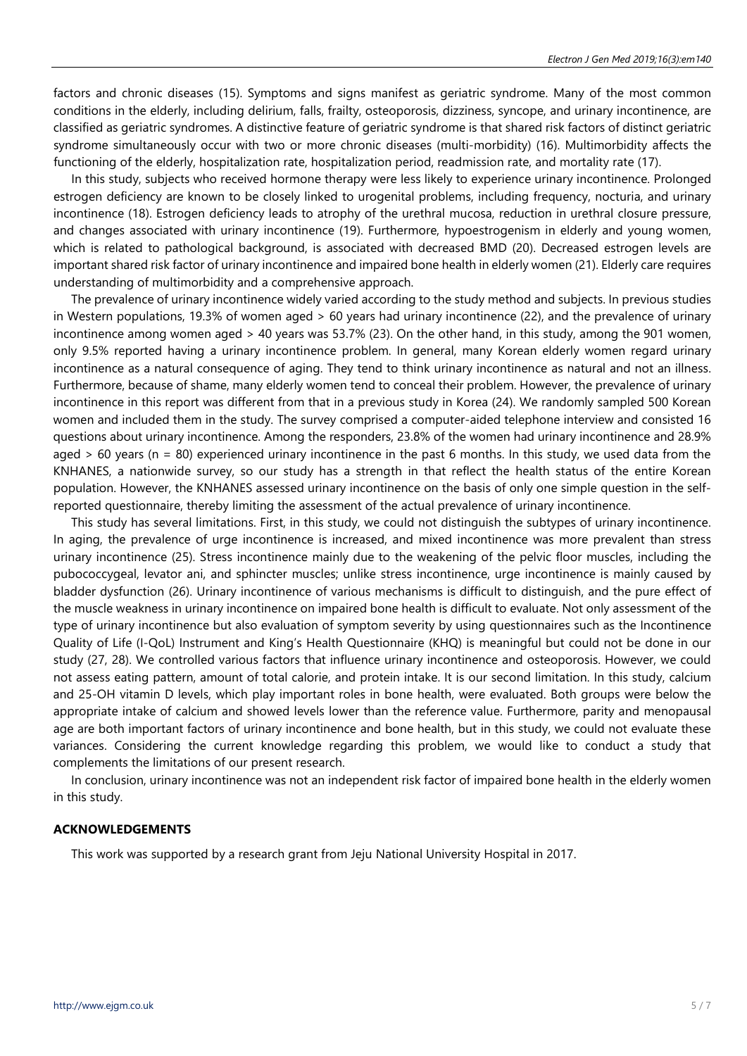factors and chronic diseases (15). Symptoms and signs manifest as geriatric syndrome. Many of the most common conditions in the elderly, including delirium, falls, frailty, osteoporosis, dizziness, syncope, and urinary incontinence, are classified as geriatric syndromes. A distinctive feature of geriatric syndrome is that shared risk factors of distinct geriatric syndrome simultaneously occur with two or more chronic diseases (multi-morbidity) (16). Multimorbidity affects the functioning of the elderly, hospitalization rate, hospitalization period, readmission rate, and mortality rate (17).

In this study, subjects who received hormone therapy were less likely to experience urinary incontinence. Prolonged estrogen deficiency are known to be closely linked to urogenital problems, including frequency, nocturia, and urinary incontinence (18). Estrogen deficiency leads to atrophy of the urethral mucosa, reduction in urethral closure pressure, and changes associated with urinary incontinence (19). Furthermore, hypoestrogenism in elderly and young women, which is related to pathological background, is associated with decreased BMD (20). Decreased estrogen levels are important shared risk factor of urinary incontinence and impaired bone health in elderly women (21). Elderly care requires understanding of multimorbidity and a comprehensive approach.

The prevalence of urinary incontinence widely varied according to the study method and subjects. In previous studies in Western populations, 19.3% of women aged > 60 years had urinary incontinence (22), and the prevalence of urinary incontinence among women aged > 40 years was 53.7% (23). On the other hand, in this study, among the 901 women, only 9.5% reported having a urinary incontinence problem. In general, many Korean elderly women regard urinary incontinence as a natural consequence of aging. They tend to think urinary incontinence as natural and not an illness. Furthermore, because of shame, many elderly women tend to conceal their problem. However, the prevalence of urinary incontinence in this report was different from that in a previous study in Korea (24). We randomly sampled 500 Korean women and included them in the study. The survey comprised a computer-aided telephone interview and consisted 16 questions about urinary incontinence. Among the responders, 23.8% of the women had urinary incontinence and 28.9% aged > 60 years (n = 80) experienced urinary incontinence in the past 6 months. In this study, we used data from the KNHANES, a nationwide survey, so our study has a strength in that reflect the health status of the entire Korean population. However, the KNHANES assessed urinary incontinence on the basis of only one simple question in the self-reported questionnaire, thereby limiting the assessment of the actual prevalence of urinary incontinence.

This study has several limitations. First, in this study, we could not distinguish the subtypes of urinary incontinence. In aging, the prevalence of urge incontinence is increased, and mixed incontinence was more prevalent than stress urinary incontinence (25). Stress incontinence mainly due to the weakening of the pelvic floor muscles, including the pubococcygeal, levator ani, and sphincter muscles; unlike stress incontinence, urge incontinence is mainly caused by bladder dysfunction (26). Urinary incontinence of various mechanisms is difficult to distinguish, and the pure effect of the muscle weakness in urinary incontinence on impaired bone health is difficult to evaluate. Not only assessment of the type of urinary incontinence but also evaluation of symptom severity by using questionnaires such as the Incontinence Quality of Life (I-QoL) Instrument and King's Health Questionnaire (KHQ) is meaningful but could not be done in our study (27, 28). We controlled various factors that influence urinary incontinence and osteoporosis. However, we could not assess eating pattern, amount of total calorie, and protein intake. It is our second limitation. In this study, calcium and 25-OH vitamin D levels, which play important roles in bone health, were evaluated. Both groups were below the appropriate intake of calcium and showed levels lower than the reference value. Furthermore, parity and menopausal age are both important factors of urinary incontinence and bone health, but in this study, we could not evaluate these variances. Considering the current knowledge regarding this problem, we would like to conduct a study that complements the limitations of our present research.

In conclusion, urinary incontinence was not an independent risk factor of impaired bone health in the elderly women in this study.

## ACKNOWLEDGEMENTS

This work was supported by a research grant from Jeju National University Hospital in 2017.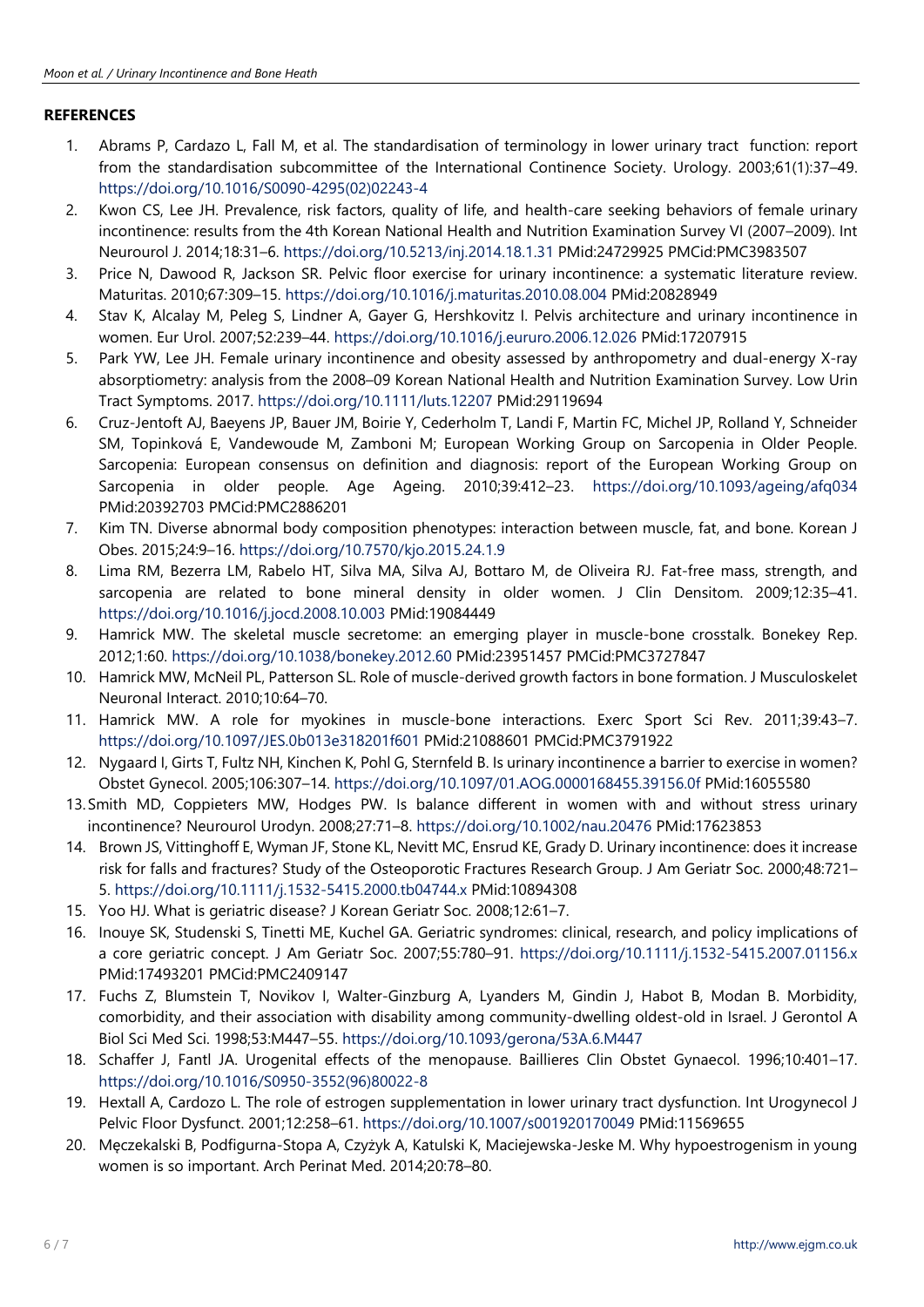## REFERENCES

1. Abrams P, Cardazo L, Fall M, et al. The standardisation of terminology in lower urinary tract function: report from the standardisation subcommittee of the International Continence Society. Urology. 2003;61(1):37–49. https://doi.org/10.1016/S0090-4295(02)02243-4
2. Kwon CS, Lee JH. Prevalence, risk factors, quality of life, and health-care seeking behaviors of female urinary incontinence: results from the 4th Korean National Health and Nutrition Examination Survey VI (2007–2009). Int Neurourol J. 2014;18:31–6. https://doi.org/10.5213/inj.2014.18.1.31 PMid:24729925 PMCid:PMC3983507
3. Price N, Dawood R, Jackson SR. Pelvic floor exercise for urinary incontinence: a systematic literature review. Maturitas. 2010;67:309–15. https://doi.org/10.1016/j.maturitas.2010.08.004 PMid:20828949
4. Stav K, Alcalay M, Peleg S, Lindner A, Gayer G, Hershkovitz I. Pelvis architecture and urinary incontinence in women. Eur Urol. 2007;52:239–44. https://doi.org/10.1016/j.eururo.2006.12.026 PMid:17207915
5. Park YW, Lee JH. Female urinary incontinence and obesity assessed by anthropometry and dual-energy X-ray absorptiometry: analysis from the 2008–09 Korean National Health and Nutrition Examination Survey. Low Urin Tract Symptoms. 2017. https://doi.org/10.1111/luts.12207 PMid:29119694
6. Cruz-Jentoft AJ, Baeyens JP, Bauer JM, Boirie Y, Cederholm T, Landi F, Martin FC, Michel JP, Rolland Y, Schneider SM, Topinková E, Vandewoude M, Zamboni M; European Working Group on Sarcopenia in Older People. Sarcopenia: European consensus on definition and diagnosis: report of the European Working Group on Sarcopenia in older people. Age Ageing. 2010;39:412–23. https://doi.org/10.1093/ageing/afq034 PMid:20392703 PMCid:PMC2886201
7. Kim TN. Diverse abnormal body composition phenotypes: interaction between muscle, fat, and bone. Korean J Obes. 2015;24:9–16. https://doi.org/10.7570/kjo.2015.24.1.9
8. Lima RM, Bezerra LM, Rabelo HT, Silva MA, Silva AJ, Bottaro M, de Oliveira RJ. Fat-free mass, strength, and sarcopenia are related to bone mineral density in older women. J Clin Densitom. 2009;12:35–41. https://doi.org/10.1016/j.jocd.2008.10.003 PMid:19084449
9. Hamrick MW. The skeletal muscle secretome: an emerging player in muscle-bone crosstalk. Bonekey Rep. 2012;1:60. https://doi.org/10.1038/bonekey.2012.60 PMid:23951457 PMCid:PMC3727847
10. Hamrick MW, McNeil PL, Patterson SL. Role of muscle-derived growth factors in bone formation. J Musculoskelet Neuronal Interact. 2010;10:64–70.
11. Hamrick MW. A role for myokines in muscle-bone interactions. Exerc Sport Sci Rev. 2011;39:43–7. https://doi.org/10.1097/JES.0b013e318201f601 PMid:21088601 PMCid:PMC3791922
12. Nygaard I, Girts T, Fultz NH, Kinchen K, Pohl G, Sternfeld B. Is urinary incontinence a barrier to exercise in women? Obstet Gynecol. 2005;106:307–14. https://doi.org/10.1097/01.AOG.0000168455.39156.0f PMid:16055580
13. Smith MD, Coppieters MW, Hodges PW. Is balance different in women with and without stress urinary incontinence? Neurourol Urodyn. 2008;27:71–8. https://doi.org/10.1002/nau.20476 PMid:17623853
14. Brown JS, Vittinghoff E, Wyman JF, Stone KL, Nevitt MC, Ensrud KE, Grady D. Urinary incontinence: does it increase risk for falls and fractures? Study of the Osteoporotic Fractures Research Group. J Am Geriatr Soc. 2000;48:721–5. https://doi.org/10.1111/j.1532-5415.2000.tb04744.x PMid:10894308
15. Yoo HJ. What is geriatric disease? J Korean Geriatr Soc. 2008;12:61–7.
16. Inouye SK, Studenski S, Tinetti ME, Kuchel GA. Geriatric syndromes: clinical, research, and policy implications of a core geriatric concept. J Am Geriatr Soc. 2007;55:780–91. https://doi.org/10.1111/j.1532-5415.2007.01156.x PMid:17493201 PMCid:PMC2409147
17. Fuchs Z, Blumstein T, Novikov I, Walter-Ginzburg A, Lyanders M, Gindin J, Habot B, Modan B. Morbidity, comorbidity, and their association with disability among community-dwelling oldest-old in Israel. J Gerontol A Biol Sci Med Sci. 1998;53:M447–55. https://doi.org/10.1093/gerona/53A.6.M447
18. Schaffer J, Fantl JA. Urogenital effects of the menopause. Baillieres Clin Obstet Gynaecol. 1996;10:401–17. https://doi.org/10.1016/S0950-3552(96)80022-8
19. Hextall A, Cardozo L. The role of estrogen supplementation in lower urinary tract dysfunction. Int Urogynecol J Pelvic Floor Dysfunct. 2001;12:258–61. https://doi.org/10.1007/s001920170049 PMid:11569655
20. Męczekalski B, Podfigurna-Stopa A, Czyżyk A, Katulski K, Maciejewska-Jeske M. Why hypoestrogenism in young women is so important. Arch Perinat Med. 2014;20:78–80.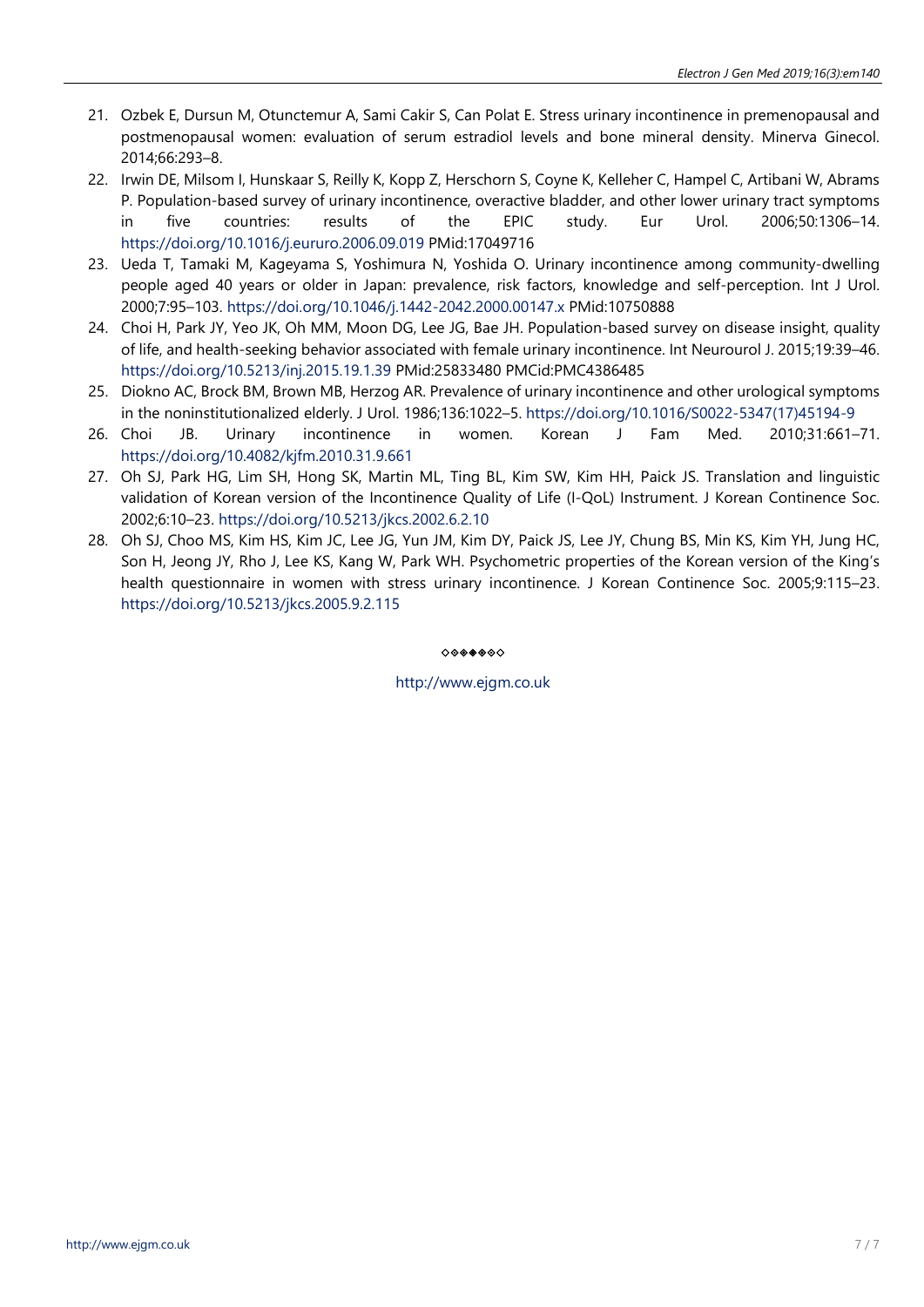21. Ozbek E, Dursun M, Otunctemur A, Sami Cakir S, Can Polat E. Stress urinary incontinence in premenopausal and postmenopausal women: evaluation of serum estradiol levels and bone mineral density. Minerva Ginecol. 2014;66:293–8.
22. Irwin DE, Milsom I, Hunskaar S, Reilly K, Kopp Z, Herschorn S, Coyne K, Kelleher C, Hampel C, Artibani W, Abrams P. Population-based survey of urinary incontinence, overactive bladder, and other lower urinary tract symptoms in five countries: results of the EPIC study. Eur Urol. 2006;50:1306–14. https://doi.org/10.1016/j.eururo.2006.09.019 PMid:17049716
23. Ueda T, Tamaki M, Kageyama S, Yoshimura N, Yoshida O. Urinary incontinence among community-dwelling people aged 40 years or older in Japan: prevalence, risk factors, knowledge and self-perception. Int J Urol. 2000;7:95–103. https://doi.org/10.1046/j.1442-2042.2000.00147.x PMid:10750888
24. Choi H, Park JY, Yeo JK, Oh MM, Moon DG, Lee JG, Bae JH. Population-based survey on disease insight, quality of life, and health-seeking behavior associated with female urinary incontinence. Int Neurourol J. 2015;19:39–46. https://doi.org/10.5213/inj.2015.19.1.39 PMid:25833480 PMCid:PMC4386485
25. Diokno AC, Brock BM, Brown MB, Herzog AR. Prevalence of urinary incontinence and other urological symptoms in the noninstitutionalized elderly. J Urol. 1986;136:1022–5. https://doi.org/10.1016/S0022-5347(17)45194-9
26. Choi JB. Urinary incontinence in women. Korean J Fam Med. 2010;31:661–71. https://doi.org/10.4082/kjfm.2010.31.9.661
27. Oh SJ, Park HG, Lim SH, Hong SK, Martin ML, Ting BL, Kim SW, Kim HH, Paick JS. Translation and linguistic validation of Korean version of the Incontinence Quality of Life (I-QoL) Instrument. J Korean Continence Soc. 2002;6:10–23. https://doi.org/10.5213/jkcs.2002.6.2.10
28. Oh SJ, Choo MS, Kim HS, Kim JC, Lee JG, Yun JM, Kim DY, Paick JS, Lee JY, Chung BS, Min KS, Kim YH, Jung HC, Son H, Jeong JY, Rho J, Lee KS, Kang W, Park WH. Psychometric properties of the Korean version of the King's health questionnaire in women with stress urinary incontinence. J Korean Continence Soc. 2005;9:115–23. https://doi.org/10.5213/jkcs.2005.9.2.115

◇◈◆◆◆◈◇

http://www.ejgm.co.uk